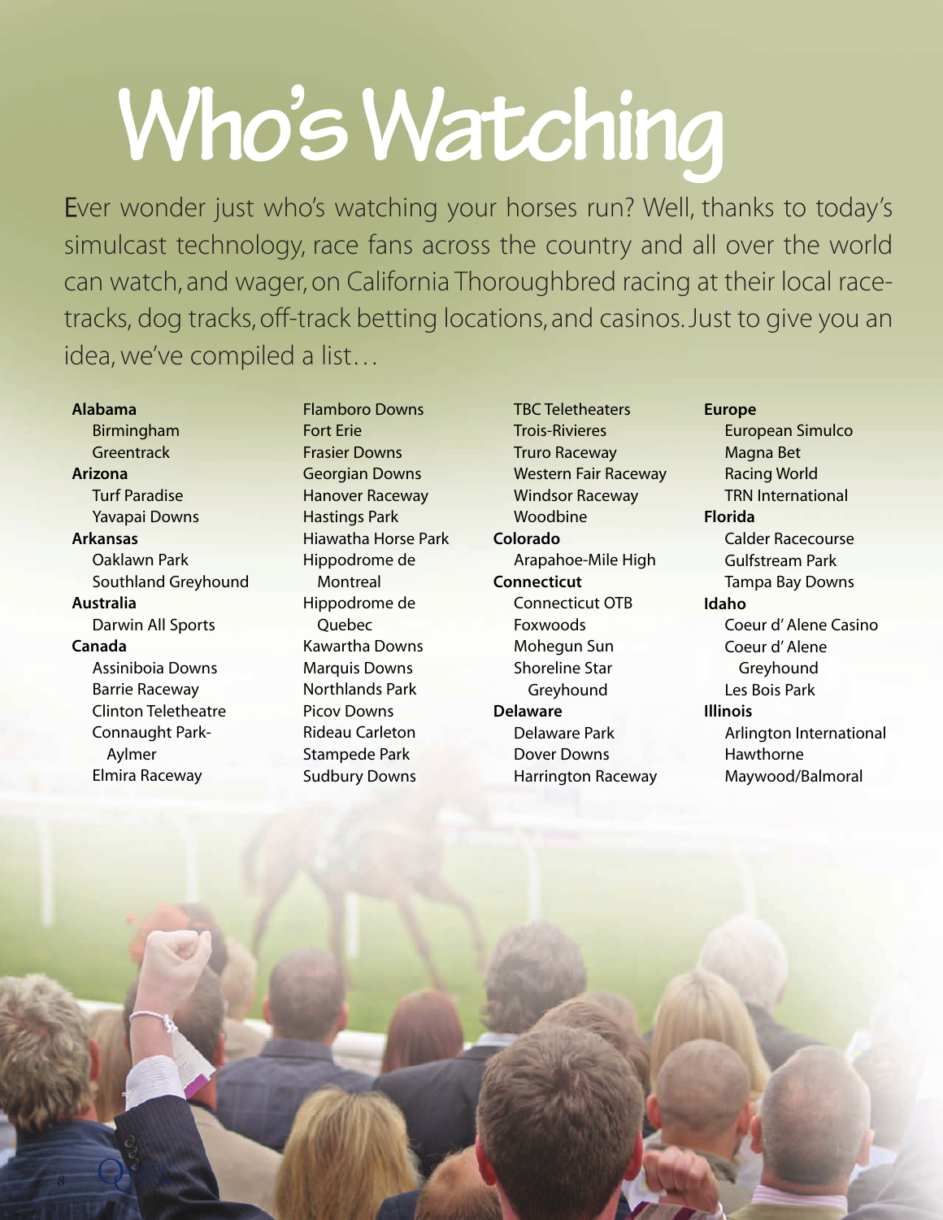# Who's Watching

Ever wonder just who's watching your horses run? Well, thanks to today's simulcast technology, race fans across the country and all over the world can watch, and wager, on California Thoroughbred racing at their local race-tracks, dog tracks, off-track betting locations, and casinos. Just to give you an idea, we've compiled a list…

**Alabama**
- Birmingham
- Greentrack

**Arizona**
- Turf Paradise
- Yavapai Downs

**Arkansas**
- Oaklawn Park
- Southland Greyhound

**Australia**
- Darwin All Sports

**Canada**
- Assiniboia Downs
- Barrie Raceway
- Clinton Teletheatre
- Connaught Park-Aylmer
- Elmira Raceway
- Flamboro Downs
- Fort Erie
- Frasier Downs
- Georgian Downs
- Hanover Raceway
- Hastings Park
- Hiawatha Horse Park
- Hippodrome de Montreal
- Hippodrome de Quebec
- Kawartha Downs
- Marquis Downs
- Northlands Park
- Picov Downs
- Rideau Carleton
- Stampede Park
- Sudbury Downs
- TBC Teletheaters
- Trois-Rivieres
- Truro Raceway
- Western Fair Raceway
- Windsor Raceway
- Woodbine

**Colorado**
- Arapahoe-Mile High

**Connecticut**
- Connecticut OTB
- Foxwoods
- Mohegun Sun
- Shoreline Star Greyhound

**Delaware**
- Delaware Park
- Dover Downs
- Harrington Raceway

**Europe**
- European Simulco
- Magna Bet
- Racing World
- TRN International

**Florida**
- Calder Racecourse
- Gulfstream Park
- Tampa Bay Downs

**Idaho**
- Coeur d' Alene Casino
- Coeur d' Alene Greyhound
- Les Bois Park

**Illinois**
- Arlington International
- Hawthorne
- Maywood/Balmoral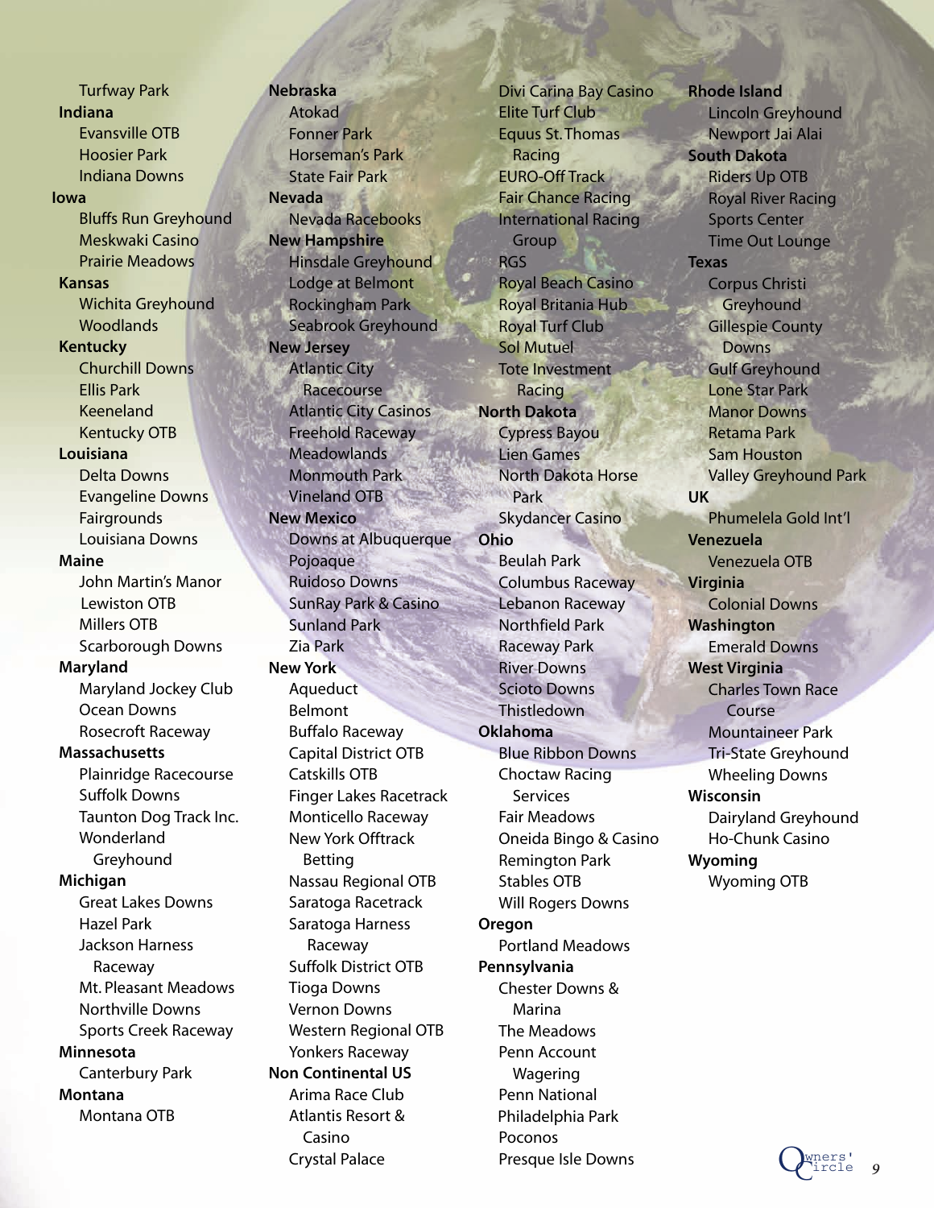Turfway Park

**Indiana**
- Evansville OTB
- Hoosier Park
- Indiana Downs

**Iowa**
- Bluffs Run Greyhound
- Meskwaki Casino
- Prairie Meadows

**Kansas**
- Wichita Greyhound
- Woodlands

**Kentucky**
- Churchill Downs
- Ellis Park
- Keeneland
- Kentucky OTB

**Louisiana**
- Delta Downs
- Evangeline Downs
- Fairgrounds
- Louisiana Downs

**Maine**
- John Martin's Manor
- Lewiston OTB
- Millers OTB
- Scarborough Downs

**Maryland**
- Maryland Jockey Club
- Ocean Downs
- Rosecroft Raceway

**Massachusetts**
- Plainridge Racecourse
- Suffolk Downs
- Taunton Dog Track Inc.
- Wonderland Greyhound

**Michigan**
- Great Lakes Downs
- Hazel Park
- Jackson Harness Raceway
- Mt. Pleasant Meadows
- Northville Downs
- Sports Creek Raceway

**Minnesota**
- Canterbury Park

**Montana**
- Montana OTB

**Nebraska**
- Atokad
- Fonner Park
- Horseman's Park
- State Fair Park

**Nevada**
- Nevada Racebooks

**New Hampshire**
- Hinsdale Greyhound
- Lodge at Belmont
- Rockingham Park
- Seabrook Greyhound

**New Jersey**
- Atlantic City Racecourse
- Atlantic City Casinos
- Freehold Raceway
- Meadowlands
- Monmouth Park
- Vineland OTB

**New Mexico**
- Downs at Albuquerque
- Pojoaque
- Ruidoso Downs
- SunRay Park & Casino
- Sunland Park
- Zia Park

**New York**
- Aqueduct
- Belmont
- Buffalo Raceway
- Capital District OTB
- Catskills OTB
- Finger Lakes Racetrack
- Monticello Raceway
- New York Offtrack Betting
- Nassau Regional OTB
- Saratoga Racetrack
- Saratoga Harness Raceway
- Suffolk District OTB
- Tioga Downs
- Vernon Downs
- Western Regional OTB
- Yonkers Raceway

**Non Continental US**
- Arima Race Club
- Atlantis Resort & Casino
- Crystal Palace
- Divi Carina Bay Casino
- Elite Turf Club
- Equus St. Thomas Racing
- EURO-Off Track
- Fair Chance Racing
- International Racing Group
- RGS
- Royal Beach Casino
- Royal Britania Hub
- Royal Turf Club
- Sol Mutuel
- Tote Investment Racing

**North Dakota**
- Cypress Bayou
- Lien Games
- North Dakota Horse Park
- Skydancer Casino

**Ohio**
- Beulah Park
- Columbus Raceway
- Lebanon Raceway
- Northfield Park
- Raceway Park
- River Downs
- Scioto Downs
- Thistledown

**Oklahoma**
- Blue Ribbon Downs
- Choctaw Racing Services
- Fair Meadows
- Oneida Bingo & Casino
- Remington Park
- Stables OTB
- Will Rogers Downs

**Oregon**
- Portland Meadows

**Pennsylvania**
- Chester Downs & Marina
- The Meadows
- Penn Account Wagering
- Penn National
- Philadelphia Park
- Poconos
- Presque Isle Downs

**Rhode Island**
- Lincoln Greyhound
- Newport Jai Alai

**South Dakota**
- Riders Up OTB
- Royal River Racing
- Sports Center
- Time Out Lounge

**Texas**
- Corpus Christi Greyhound
- Gillespie County Downs
- Gulf Greyhound
- Lone Star Park
- Manor Downs
- Retama Park
- Sam Houston
- Valley Greyhound Park

**UK**
- Phumelela Gold Int'l

**Venezuela**
- Venezuela OTB

**Virginia**
- Colonial Downs

**Washington**
- Emerald Downs

**West Virginia**
- Charles Town Race Course
- Mountaineer Park
- Tri-State Greyhound
- Wheeling Downs

**Wisconsin**
- Dairyland Greyhound
- Ho-Chunk Casino

**Wyoming**
- Wyoming OTB